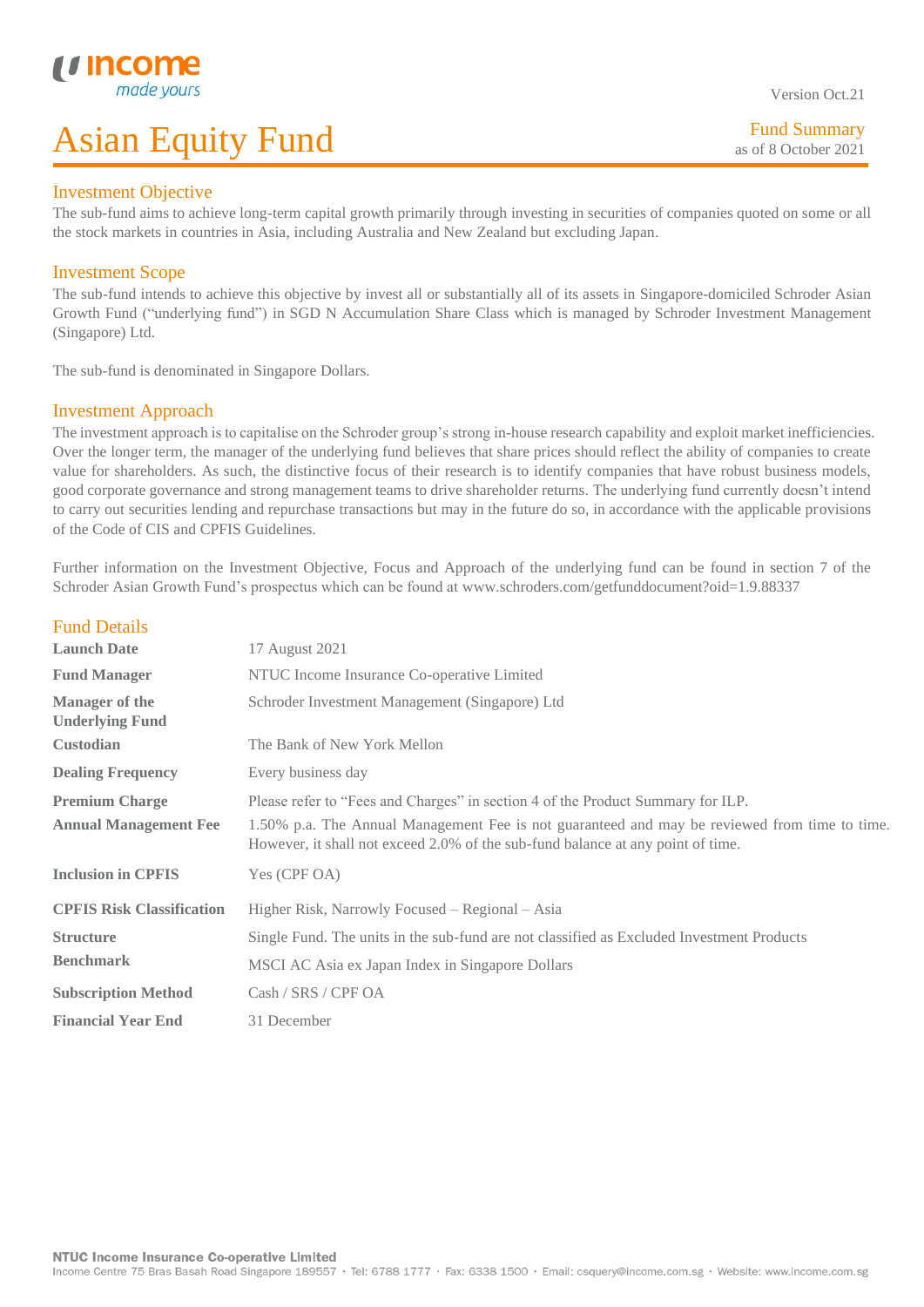Version Oct.21

# Asian Equity Fund

Fund Summary
as of 8 October 2021

## Investment Objective

The sub-fund aims to achieve long-term capital growth primarily through investing in securities of companies quoted on some or all the stock markets in countries in Asia, including Australia and New Zealand but excluding Japan.

## Investment Scope

The sub-fund intends to achieve this objective by invest all or substantially all of its assets in Singapore-domiciled Schroder Asian Growth Fund ("underlying fund") in SGD N Accumulation Share Class which is managed by Schroder Investment Management (Singapore) Ltd.

The sub-fund is denominated in Singapore Dollars.

## Investment Approach

The investment approach is to capitalise on the Schroder group's strong in-house research capability and exploit market inefficiencies. Over the longer term, the manager of the underlying fund believes that share prices should reflect the ability of companies to create value for shareholders. As such, the distinctive focus of their research is to identify companies that have robust business models, good corporate governance and strong management teams to drive shareholder returns. The underlying fund currently doesn't intend to carry out securities lending and repurchase transactions but may in the future do so, in accordance with the applicable provisions of the Code of CIS and CPFIS Guidelines.

Further information on the Investment Objective, Focus and Approach of the underlying fund can be found in section 7 of the Schroder Asian Growth Fund's prospectus which can be found at www.schroders.com/getfunddocument?oid=1.9.88337

## Fund Details

| | |
|---|---|
| **Launch Date** | 17 August 2021 |
| **Fund Manager** | NTUC Income Insurance Co-operative Limited |
| **Manager of the Underlying Fund** | Schroder Investment Management (Singapore) Ltd |
| **Custodian** | The Bank of New York Mellon |
| **Dealing Frequency** | Every business day |
| **Premium Charge** | Please refer to "Fees and Charges" in section 4 of the Product Summary for ILP. |
| **Annual Management Fee** | 1.50% p.a. The Annual Management Fee is not guaranteed and may be reviewed from time to time. However, it shall not exceed 2.0% of the sub-fund balance at any point of time. |
| **Inclusion in CPFIS** | Yes (CPF OA) |
| **CPFIS Risk Classification** | Higher Risk, Narrowly Focused – Regional – Asia |
| **Structure** | Single Fund. The units in the sub-fund are not classified as Excluded Investment Products |
| **Benchmark** | MSCI AC Asia ex Japan Index in Singapore Dollars |
| **Subscription Method** | Cash / SRS / CPF OA |
| **Financial Year End** | 31 December |

**NTUC Income Insurance Co-operative Limited**
Income Centre 75 Bras Basah Road Singapore 189557 · Tel: 6788 1777 · Fax: 6338 1500 · Email: csquery@income.com.sg · Website: www.income.com.sg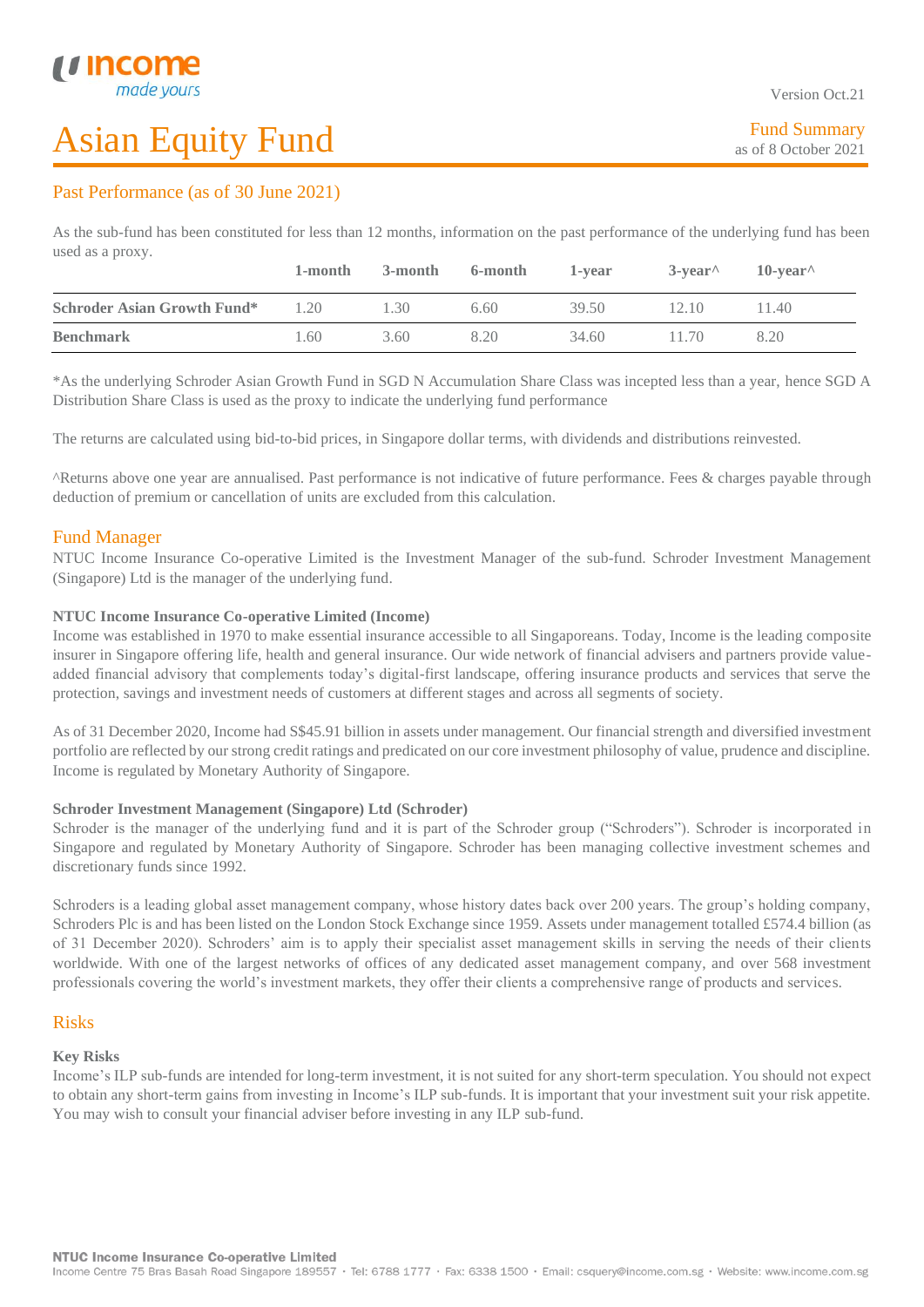# Asian Equity Fund

Version Oct.21

Fund Summary
as of 8 October 2021

## Past Performance (as of 30 June 2021)

As the sub-fund has been constituted for less than 12 months, information on the past performance of the underlying fund has been used as a proxy.

| | 1-month | 3-month | 6-month | 1-year | 3-year^ | 10-year^ |
|---|---|---|---|---|---|---|
| **Schroder Asian Growth Fund*** | 1.20 | 1.30 | 6.60 | 39.50 | 12.10 | 11.40 |
| **Benchmark** | 1.60 | 3.60 | 8.20 | 34.60 | 11.70 | 8.20 |

*As the underlying Schroder Asian Growth Fund in SGD N Accumulation Share Class was incepted less than a year, hence SGD A Distribution Share Class is used as the proxy to indicate the underlying fund performance

The returns are calculated using bid-to-bid prices, in Singapore dollar terms, with dividends and distributions reinvested.

^Returns above one year are annualised. Past performance is not indicative of future performance. Fees & charges payable through deduction of premium or cancellation of units are excluded from this calculation.

## Fund Manager

NTUC Income Insurance Co-operative Limited is the Investment Manager of the sub-fund. Schroder Investment Management (Singapore) Ltd is the manager of the underlying fund.

**NTUC Income Insurance Co-operative Limited (Income)**

Income was established in 1970 to make essential insurance accessible to all Singaporeans. Today, Income is the leading composite insurer in Singapore offering life, health and general insurance. Our wide network of financial advisers and partners provide value-added financial advisory that complements today's digital-first landscape, offering insurance products and services that serve the protection, savings and investment needs of customers at different stages and across all segments of society.

As of 31 December 2020, Income had S$45.91 billion in assets under management. Our financial strength and diversified investment portfolio are reflected by our strong credit ratings and predicated on our core investment philosophy of value, prudence and discipline. Income is regulated by Monetary Authority of Singapore.

**Schroder Investment Management (Singapore) Ltd (Schroder)**

Schroder is the manager of the underlying fund and it is part of the Schroder group ("Schroders"). Schroder is incorporated in Singapore and regulated by Monetary Authority of Singapore. Schroder has been managing collective investment schemes and discretionary funds since 1992.

Schroders is a leading global asset management company, whose history dates back over 200 years. The group's holding company, Schroders Plc is and has been listed on the London Stock Exchange since 1959. Assets under management totalled £574.4 billion (as of 31 December 2020). Schroders' aim is to apply their specialist asset management skills in serving the needs of their clients worldwide. With one of the largest networks of offices of any dedicated asset management company, and over 568 investment professionals covering the world's investment markets, they offer their clients a comprehensive range of products and services.

## Risks

**Key Risks**

Income's ILP sub-funds are intended for long-term investment, it is not suited for any short-term speculation. You should not expect to obtain any short-term gains from investing in Income's ILP sub-funds. It is important that your investment suit your risk appetite. You may wish to consult your financial adviser before investing in any ILP sub-fund.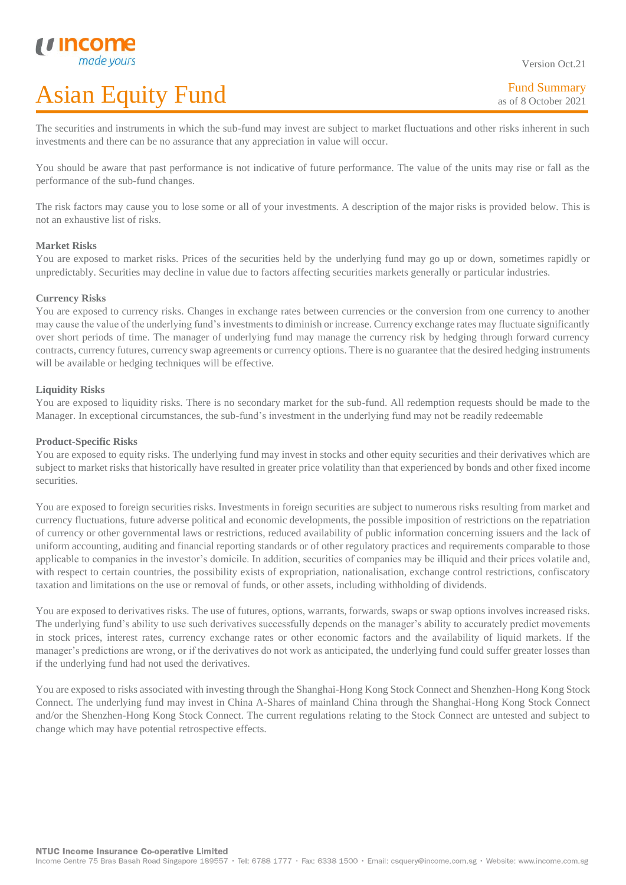# Asian Equity Fund

Fund Summary
as of 8 October 2021

The securities and instruments in which the sub-fund may invest are subject to market fluctuations and other risks inherent in such investments and there can be no assurance that any appreciation in value will occur.

You should be aware that past performance is not indicative of future performance. The value of the units may rise or fall as the performance of the sub-fund changes.

The risk factors may cause you to lose some or all of your investments. A description of the major risks is provided below. This is not an exhaustive list of risks.

**Market Risks**

You are exposed to market risks. Prices of the securities held by the underlying fund may go up or down, sometimes rapidly or unpredictably. Securities may decline in value due to factors affecting securities markets generally or particular industries.

**Currency Risks**

You are exposed to currency risks. Changes in exchange rates between currencies or the conversion from one currency to another may cause the value of the underlying fund's investments to diminish or increase. Currency exchange rates may fluctuate significantly over short periods of time. The manager of underlying fund may manage the currency risk by hedging through forward currency contracts, currency futures, currency swap agreements or currency options. There is no guarantee that the desired hedging instruments will be available or hedging techniques will be effective.

**Liquidity Risks**

You are exposed to liquidity risks. There is no secondary market for the sub-fund. All redemption requests should be made to the Manager. In exceptional circumstances, the sub-fund's investment in the underlying fund may not be readily redeemable

**Product-Specific Risks**

You are exposed to equity risks. The underlying fund may invest in stocks and other equity securities and their derivatives which are subject to market risks that historically have resulted in greater price volatility than that experienced by bonds and other fixed income securities.

You are exposed to foreign securities risks. Investments in foreign securities are subject to numerous risks resulting from market and currency fluctuations, future adverse political and economic developments, the possible imposition of restrictions on the repatriation of currency or other governmental laws or restrictions, reduced availability of public information concerning issuers and the lack of uniform accounting, auditing and financial reporting standards or of other regulatory practices and requirements comparable to those applicable to companies in the investor's domicile. In addition, securities of companies may be illiquid and their prices volatile and, with respect to certain countries, the possibility exists of expropriation, nationalisation, exchange control restrictions, confiscatory taxation and limitations on the use or removal of funds, or other assets, including withholding of dividends.

You are exposed to derivatives risks. The use of futures, options, warrants, forwards, swaps or swap options involves increased risks. The underlying fund's ability to use such derivatives successfully depends on the manager's ability to accurately predict movements in stock prices, interest rates, currency exchange rates or other economic factors and the availability of liquid markets. If the manager's predictions are wrong, or if the derivatives do not work as anticipated, the underlying fund could suffer greater losses than if the underlying fund had not used the derivatives.

You are exposed to risks associated with investing through the Shanghai-Hong Kong Stock Connect and Shenzhen-Hong Kong Stock Connect. The underlying fund may invest in China A-Shares of mainland China through the Shanghai-Hong Kong Stock Connect and/or the Shenzhen-Hong Kong Stock Connect. The current regulations relating to the Stock Connect are untested and subject to change which may have potential retrospective effects.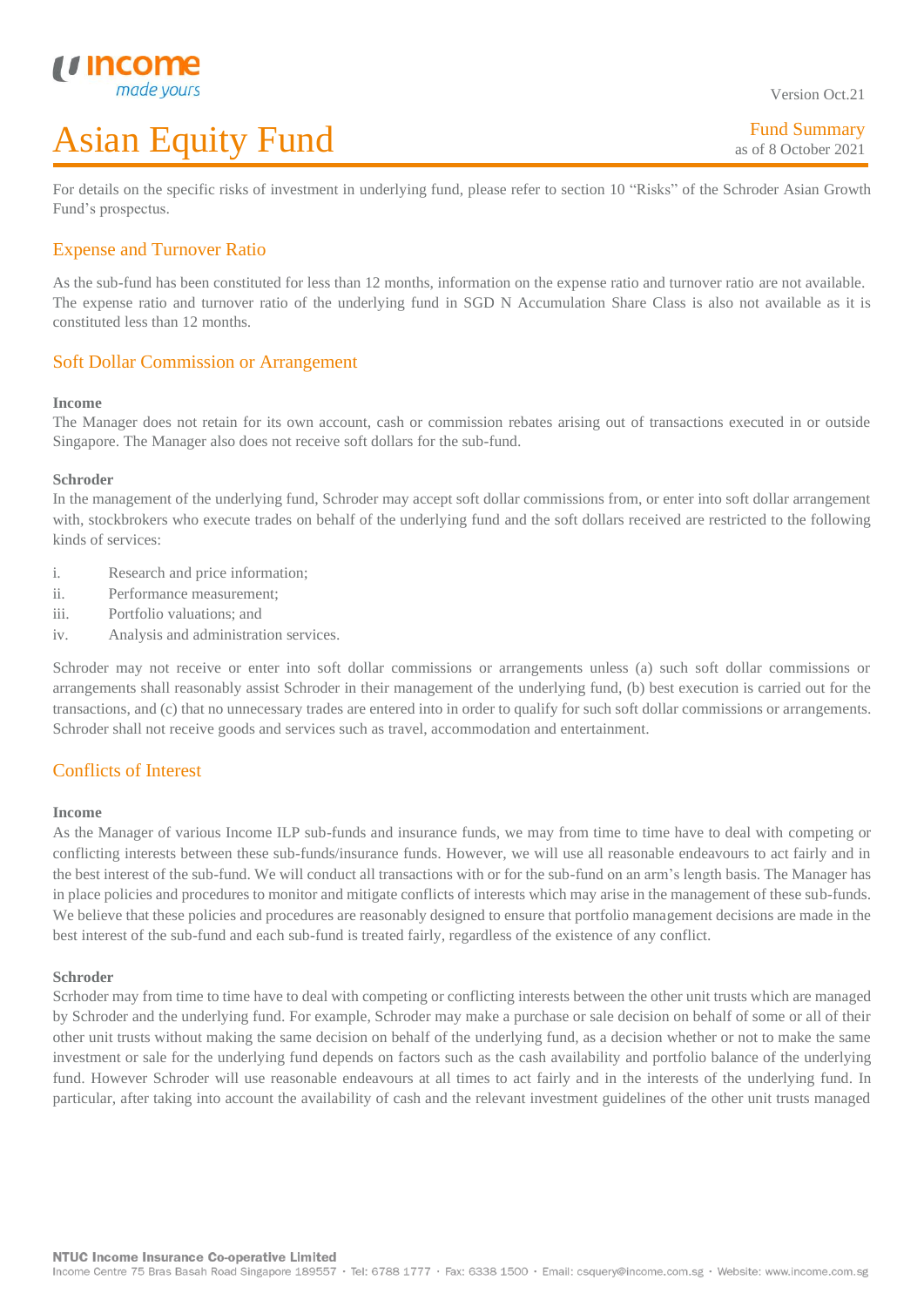For details on the specific risks of investment in underlying fund, please refer to section 10 "Risks" of the Schroder Asian Growth Fund's prospectus.

## Expense and Turnover Ratio

As the sub-fund has been constituted for less than 12 months, information on the expense ratio and turnover ratio are not available. The expense ratio and turnover ratio of the underlying fund in SGD N Accumulation Share Class is also not available as it is constituted less than 12 months.

## Soft Dollar Commission or Arrangement

**Income**

The Manager does not retain for its own account, cash or commission rebates arising out of transactions executed in or outside Singapore. The Manager also does not receive soft dollars for the sub-fund.

**Schroder**

In the management of the underlying fund, Schroder may accept soft dollar commissions from, or enter into soft dollar arrangement with, stockbrokers who execute trades on behalf of the underlying fund and the soft dollars received are restricted to the following kinds of services:

i. Research and price information;
ii. Performance measurement;
iii. Portfolio valuations; and
iv. Analysis and administration services.

Schroder may not receive or enter into soft dollar commissions or arrangements unless (a) such soft dollar commissions or arrangements shall reasonably assist Schroder in their management of the underlying fund, (b) best execution is carried out for the transactions, and (c) that no unnecessary trades are entered into in order to qualify for such soft dollar commissions or arrangements. Schroder shall not receive goods and services such as travel, accommodation and entertainment.

## Conflicts of Interest

**Income**

As the Manager of various Income ILP sub-funds and insurance funds, we may from time to time have to deal with competing or conflicting interests between these sub-funds/insurance funds. However, we will use all reasonable endeavours to act fairly and in the best interest of the sub-fund. We will conduct all transactions with or for the sub-fund on an arm's length basis. The Manager has in place policies and procedures to monitor and mitigate conflicts of interests which may arise in the management of these sub-funds. We believe that these policies and procedures are reasonably designed to ensure that portfolio management decisions are made in the best interest of the sub-fund and each sub-fund is treated fairly, regardless of the existence of any conflict.

**Schroder**

Scrhoder may from time to time have to deal with competing or conflicting interests between the other unit trusts which are managed by Schroder and the underlying fund. For example, Schroder may make a purchase or sale decision on behalf of some or all of their other unit trusts without making the same decision on behalf of the underlying fund, as a decision whether or not to make the same investment or sale for the underlying fund depends on factors such as the cash availability and portfolio balance of the underlying fund. However Schroder will use reasonable endeavours at all times to act fairly and in the interests of the underlying fund. In particular, after taking into account the availability of cash and the relevant investment guidelines of the other unit trusts managed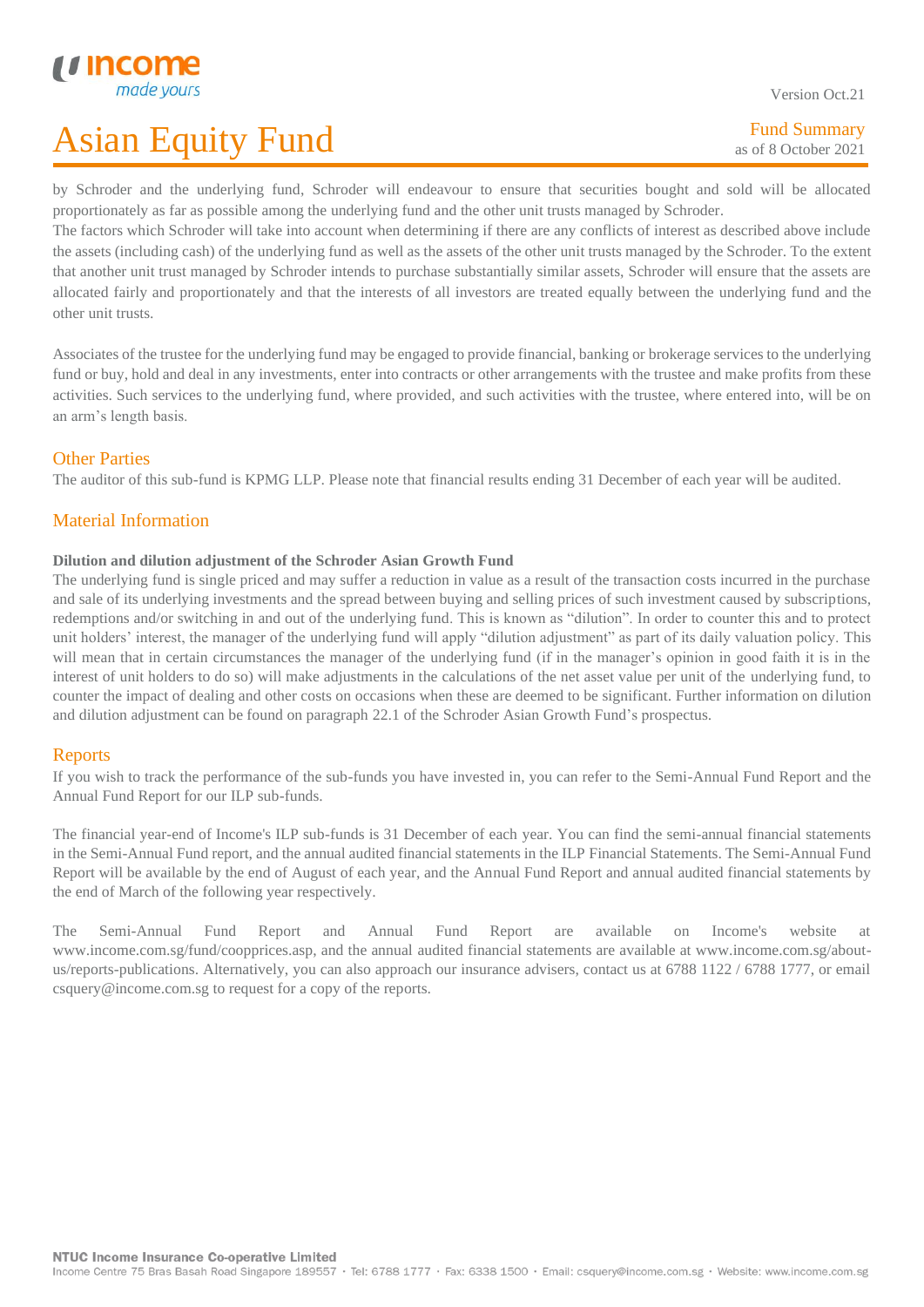by Schroder and the underlying fund, Schroder will endeavour to ensure that securities bought and sold will be allocated proportionately as far as possible among the underlying fund and the other unit trusts managed by Schroder.

The factors which Schroder will take into account when determining if there are any conflicts of interest as described above include the assets (including cash) of the underlying fund as well as the assets of the other unit trusts managed by the Schroder. To the extent that another unit trust managed by Schroder intends to purchase substantially similar assets, Schroder will ensure that the assets are allocated fairly and proportionately and that the interests of all investors are treated equally between the underlying fund and the other unit trusts.

Associates of the trustee for the underlying fund may be engaged to provide financial, banking or brokerage services to the underlying fund or buy, hold and deal in any investments, enter into contracts or other arrangements with the trustee and make profits from these activities. Such services to the underlying fund, where provided, and such activities with the trustee, where entered into, will be on an arm's length basis.

## Other Parties

The auditor of this sub-fund is KPMG LLP. Please note that financial results ending 31 December of each year will be audited.

## Material Information

**Dilution and dilution adjustment of the Schroder Asian Growth Fund**

The underlying fund is single priced and may suffer a reduction in value as a result of the transaction costs incurred in the purchase and sale of its underlying investments and the spread between buying and selling prices of such investment caused by subscriptions, redemptions and/or switching in and out of the underlying fund. This is known as "dilution". In order to counter this and to protect unit holders' interest, the manager of the underlying fund will apply "dilution adjustment" as part of its daily valuation policy. This will mean that in certain circumstances the manager of the underlying fund (if in the manager's opinion in good faith it is in the interest of unit holders to do so) will make adjustments in the calculations of the net asset value per unit of the underlying fund, to counter the impact of dealing and other costs on occasions when these are deemed to be significant. Further information on dilution and dilution adjustment can be found on paragraph 22.1 of the Schroder Asian Growth Fund's prospectus.

## Reports

If you wish to track the performance of the sub-funds you have invested in, you can refer to the Semi-Annual Fund Report and the Annual Fund Report for our ILP sub-funds.

The financial year-end of Income's ILP sub-funds is 31 December of each year. You can find the semi-annual financial statements in the Semi-Annual Fund report, and the annual audited financial statements in the ILP Financial Statements. The Semi-Annual Fund Report will be available by the end of August of each year, and the Annual Fund Report and annual audited financial statements by the end of March of the following year respectively.

The Semi-Annual Fund Report and Annual Fund Report are available on Income's website at www.income.com.sg/fund/coopprices.asp, and the annual audited financial statements are available at www.income.com.sg/about-us/reports-publications. Alternatively, you can also approach our insurance advisers, contact us at 6788 1122 / 6788 1777, or email csquery@income.com.sg to request for a copy of the reports.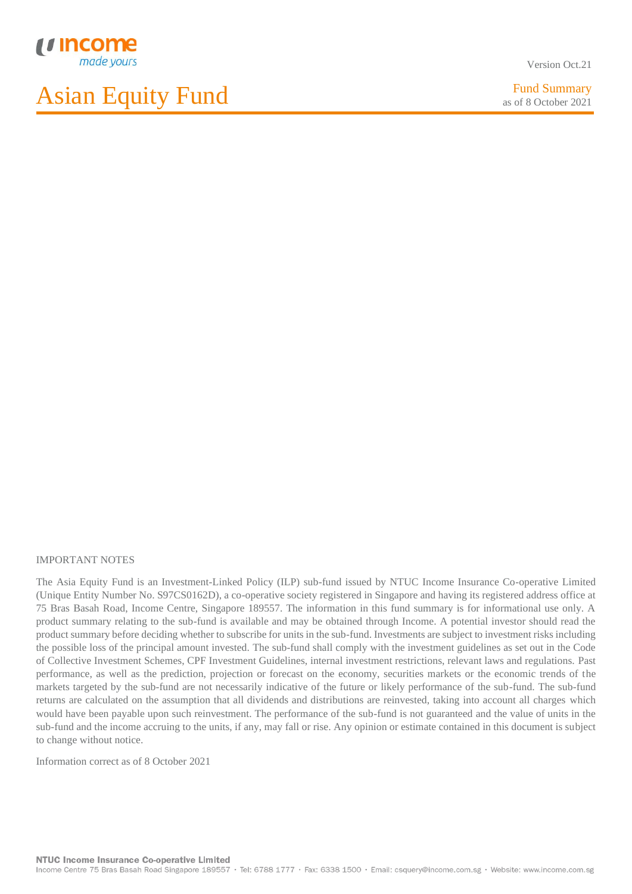# Asian Equity Fund

Version Oct.21

Fund Summary
as of 8 October 2021

IMPORTANT NOTES

The Asia Equity Fund is an Investment-Linked Policy (ILP) sub-fund issued by NTUC Income Insurance Co-operative Limited (Unique Entity Number No. S97CS0162D), a co-operative society registered in Singapore and having its registered address office at 75 Bras Basah Road, Income Centre, Singapore 189557. The information in this fund summary is for informational use only. A product summary relating to the sub-fund is available and may be obtained through Income. A potential investor should read the product summary before deciding whether to subscribe for units in the sub-fund. Investments are subject to investment risks including the possible loss of the principal amount invested. The sub-fund shall comply with the investment guidelines as set out in the Code of Collective Investment Schemes, CPF Investment Guidelines, internal investment restrictions, relevant laws and regulations. Past performance, as well as the prediction, projection or forecast on the economy, securities markets or the economic trends of the markets targeted by the sub-fund are not necessarily indicative of the future or likely performance of the sub-fund. The sub-fund returns are calculated on the assumption that all dividends and distributions are reinvested, taking into account all charges which would have been payable upon such reinvestment. The performance of the sub-fund is not guaranteed and the value of units in the sub-fund and the income accruing to the units, if any, may fall or rise. Any opinion or estimate contained in this document is subject to change without notice.

Information correct as of 8 October 2021

**NTUC Income Insurance Co-operative Limited**
Income Centre 75 Bras Basah Road Singapore 189557 · Tel: 6788 1777 · Fax: 6338 1500 · Email: csquery@income.com.sg · Website: www.income.com.sg